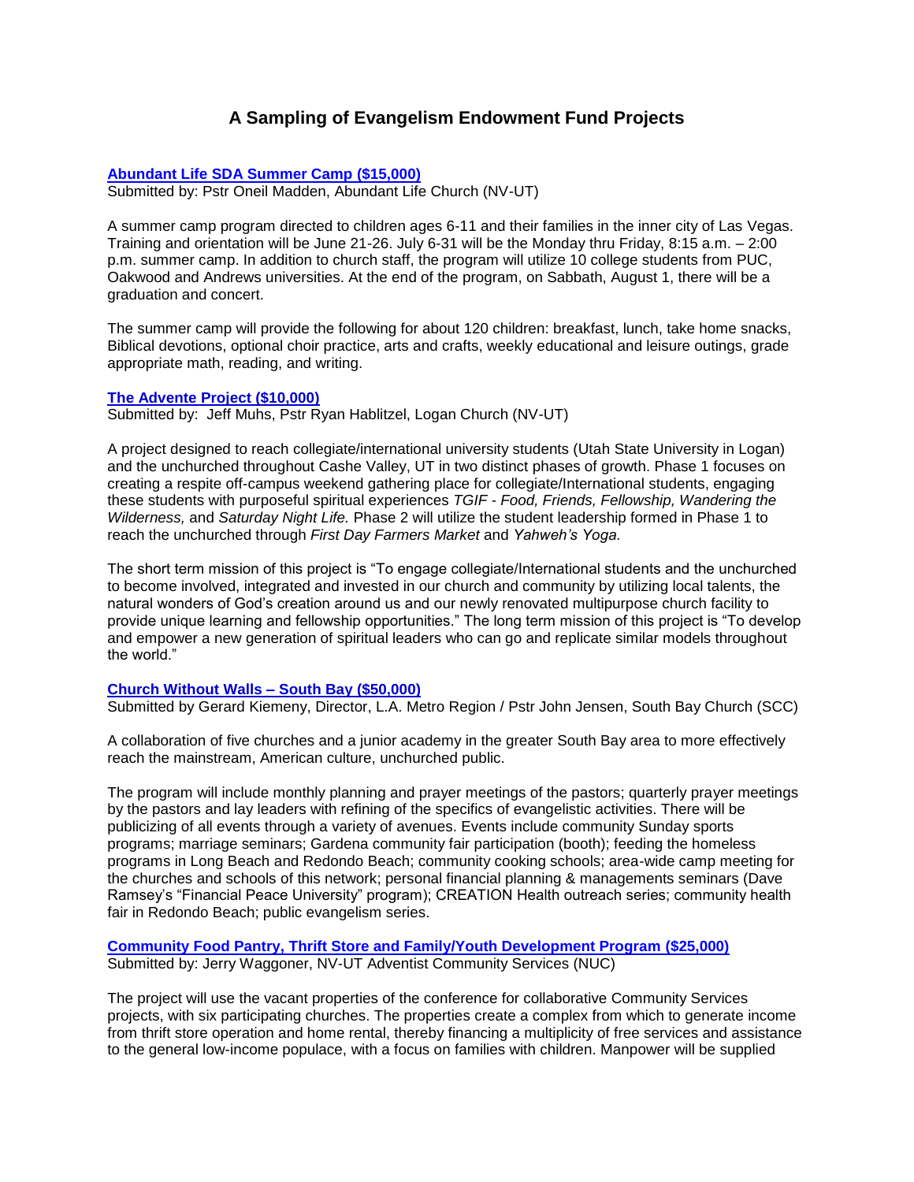# A Sampling of Evangelism Endowment Fund Projects

### Abundant Life SDA Summer Camp ($15,000)

Submitted by: Pstr Oneil Madden, Abundant Life Church (NV-UT)

A summer camp program directed to children ages 6-11 and their families in the inner city of Las Vegas. Training and orientation will be June 21-26. July 6-31 will be the Monday thru Friday, 8:15 a.m. – 2:00 p.m. summer camp. In addition to church staff, the program will utilize 10 college students from PUC, Oakwood and Andrews universities. At the end of the program, on Sabbath, August 1, there will be a graduation and concert.

The summer camp will provide the following for about 120 children: breakfast, lunch, take home snacks, Biblical devotions, optional choir practice, arts and crafts, weekly educational and leisure outings, grade appropriate math, reading, and writing.

### The Advente Project ($10,000)

Submitted by: Jeff Muhs, Pstr Ryan Hablitzel, Logan Church (NV-UT)

A project designed to reach collegiate/international university students (Utah State University in Logan) and the unchurched throughout Cashe Valley, UT in two distinct phases of growth. Phase 1 focuses on creating a respite off-campus weekend gathering place for collegiate/International students, engaging these students with purposeful spiritual experiences *TGIF - Food, Friends, Fellowship, Wandering the Wilderness,* and *Saturday Night Life.* Phase 2 will utilize the student leadership formed in Phase 1 to reach the unchurched through *First Day Farmers Market* and *Yahweh's Yoga.*

The short term mission of this project is "To engage collegiate/International students and the unchurched to become involved, integrated and invested in our church and community by utilizing local talents, the natural wonders of God's creation around us and our newly renovated multipurpose church facility to provide unique learning and fellowship opportunities." The long term mission of this project is "To develop and empower a new generation of spiritual leaders who can go and replicate similar models throughout the world."

### Church Without Walls – South Bay ($50,000)

Submitted by Gerard Kiemeny, Director, L.A. Metro Region / Pstr John Jensen, South Bay Church (SCC)

A collaboration of five churches and a junior academy in the greater South Bay area to more effectively reach the mainstream, American culture, unchurched public.

The program will include monthly planning and prayer meetings of the pastors; quarterly prayer meetings by the pastors and lay leaders with refining of the specifics of evangelistic activities. There will be publicizing of all events through a variety of avenues. Events include community Sunday sports programs; marriage seminars; Gardena community fair participation (booth); feeding the homeless programs in Long Beach and Redondo Beach; community cooking schools; area-wide camp meeting for the churches and schools of this network; personal financial planning & managements seminars (Dave Ramsey's "Financial Peace University" program); CREATION Health outreach series; community health fair in Redondo Beach; public evangelism series.

### Community Food Pantry, Thrift Store and Family/Youth Development Program ($25,000)

Submitted by: Jerry Waggoner, NV-UT Adventist Community Services (NUC)

The project will use the vacant properties of the conference for collaborative Community Services projects, with six participating churches. The properties create a complex from which to generate income from thrift store operation and home rental, thereby financing a multiplicity of free services and assistance to the general low-income populace, with a focus on families with children. Manpower will be supplied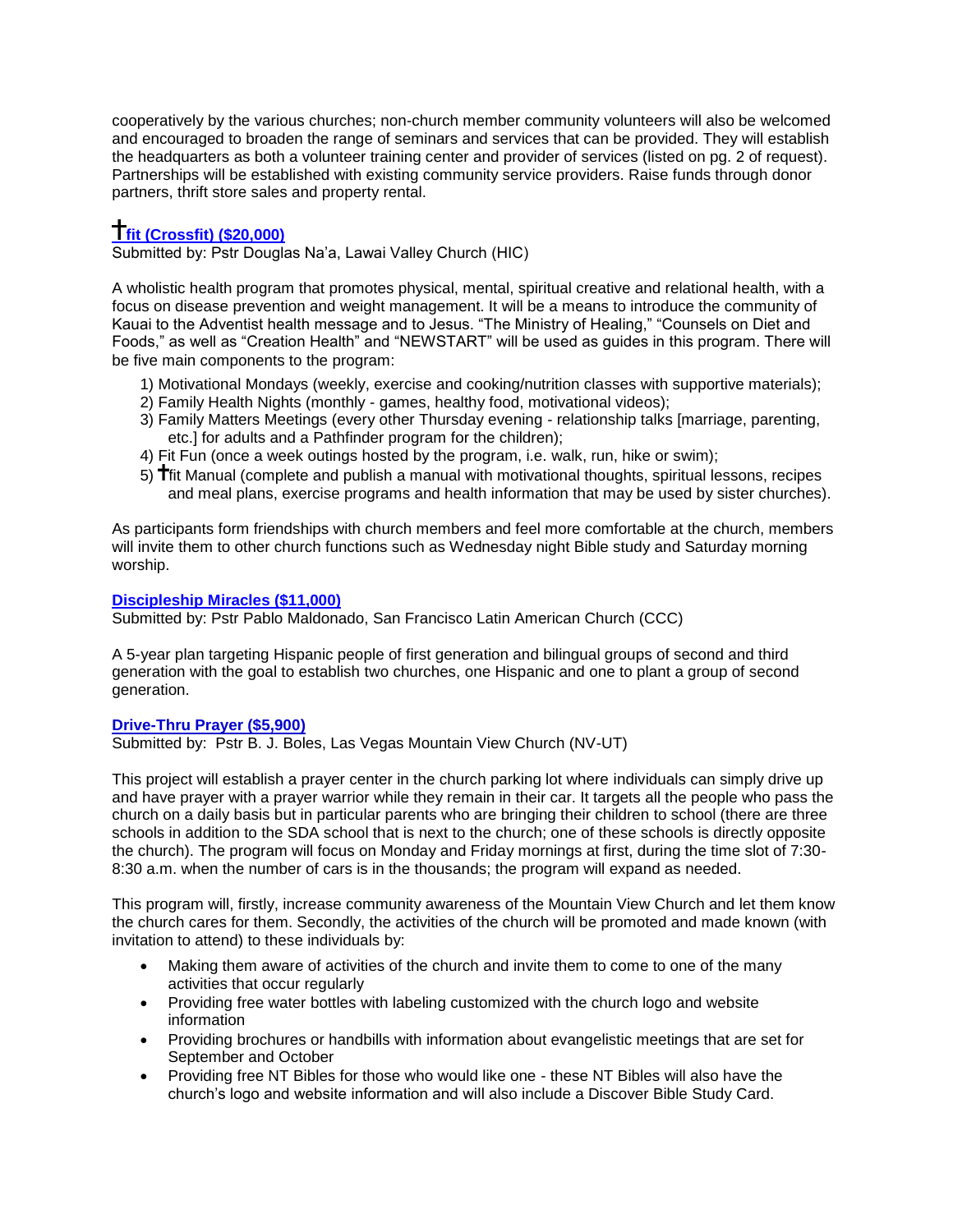cooperatively by the various churches; non-church member community volunteers will also be welcomed and encouraged to broaden the range of seminars and services that can be provided. They will establish the headquarters as both a volunteer training center and provider of services (listed on pg. 2 of request). Partnerships will be established with existing community service providers. Raise funds through donor partners, thrift store sales and property rental.

### †fit (Crossfit) ($20,000)

Submitted by: Pstr Douglas Na'a, Lawai Valley Church (HIC)

A wholistic health program that promotes physical, mental, spiritual creative and relational health, with a focus on disease prevention and weight management. It will be a means to introduce the community of Kauai to the Adventist health message and to Jesus. "The Ministry of Healing," "Counsels on Diet and Foods," as well as "Creation Health" and "NEWSTART" will be used as guides in this program. There will be five main components to the program:

1) Motivational Mondays (weekly, exercise and cooking/nutrition classes with supportive materials);
2) Family Health Nights (monthly - games, healthy food, motivational videos);
3) Family Matters Meetings (every other Thursday evening - relationship talks [marriage, parenting, etc.] for adults and a Pathfinder program for the children);
4) Fit Fun (once a week outings hosted by the program, i.e. walk, run, hike or swim);
5) †fit Manual (complete and publish a manual with motivational thoughts, spiritual lessons, recipes and meal plans, exercise programs and health information that may be used by sister churches).

As participants form friendships with church members and feel more comfortable at the church, members will invite them to other church functions such as Wednesday night Bible study and Saturday morning worship.

### Discipleship Miracles ($11,000)

Submitted by: Pstr Pablo Maldonado, San Francisco Latin American Church (CCC)

A 5-year plan targeting Hispanic people of first generation and bilingual groups of second and third generation with the goal to establish two churches, one Hispanic and one to plant a group of second generation.

### Drive-Thru Prayer ($5,900)

Submitted by: Pstr B. J. Boles, Las Vegas Mountain View Church (NV-UT)

This project will establish a prayer center in the church parking lot where individuals can simply drive up and have prayer with a prayer warrior while they remain in their car. It targets all the people who pass the church on a daily basis but in particular parents who are bringing their children to school (there are three schools in addition to the SDA school that is next to the church; one of these schools is directly opposite the church). The program will focus on Monday and Friday mornings at first, during the time slot of 7:30-8:30 a.m. when the number of cars is in the thousands; the program will expand as needed.

This program will, firstly, increase community awareness of the Mountain View Church and let them know the church cares for them. Secondly, the activities of the church will be promoted and made known (with invitation to attend) to these individuals by:

- Making them aware of activities of the church and invite them to come to one of the many activities that occur regularly
- Providing free water bottles with labeling customized with the church logo and website information
- Providing brochures or handbills with information about evangelistic meetings that are set for September and October
- Providing free NT Bibles for those who would like one - these NT Bibles will also have the church's logo and website information and will also include a Discover Bible Study Card.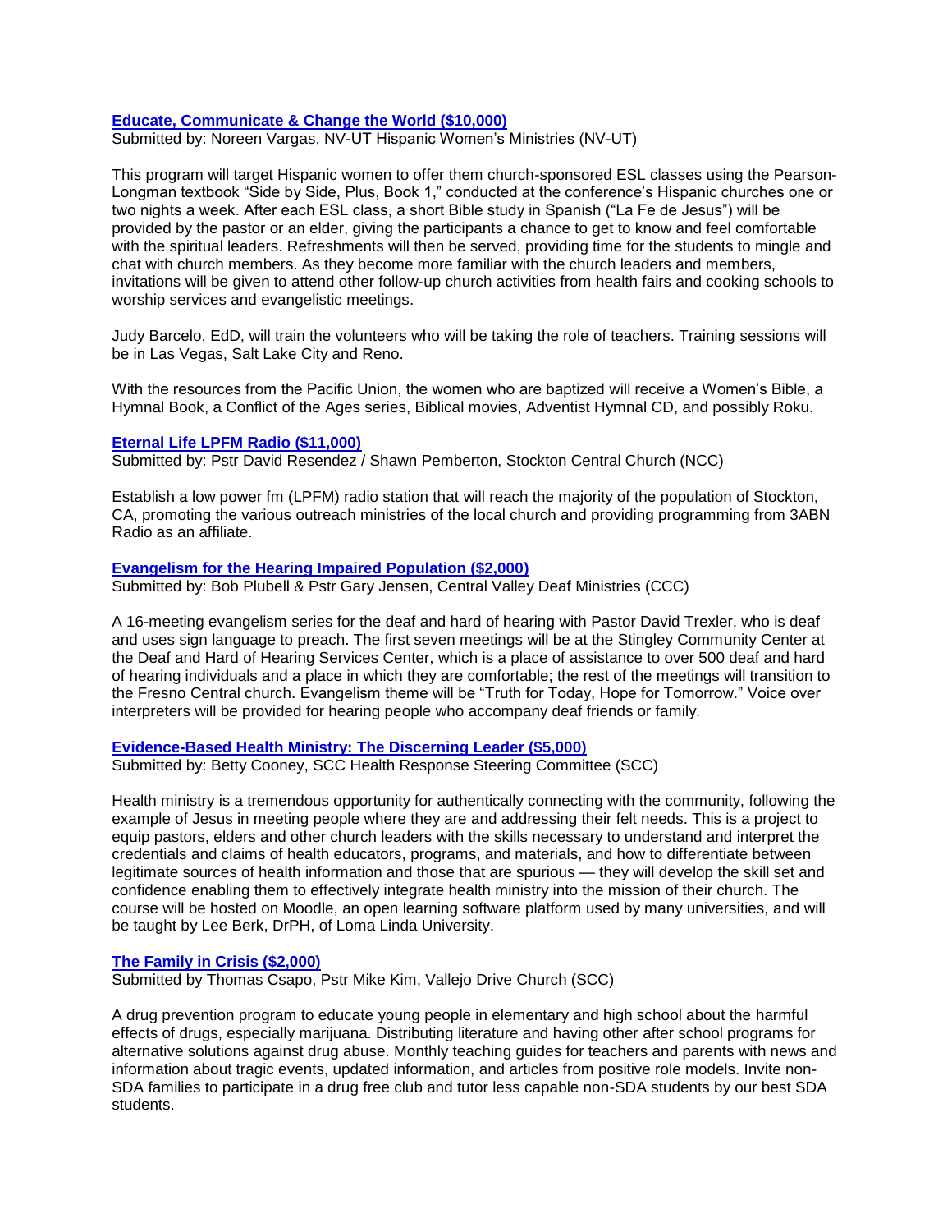### [Educate, Communicate & Change the World ($10,000)]

Submitted by: Noreen Vargas, NV-UT Hispanic Women's Ministries (NV-UT)

This program will target Hispanic women to offer them church-sponsored ESL classes using the Pearson-Longman textbook "Side by Side, Plus, Book 1," conducted at the conference's Hispanic churches one or two nights a week. After each ESL class, a short Bible study in Spanish ("La Fe de Jesus") will be provided by the pastor or an elder, giving the participants a chance to get to know and feel comfortable with the spiritual leaders. Refreshments will then be served, providing time for the students to mingle and chat with church members. As they become more familiar with the church leaders and members, invitations will be given to attend other follow-up church activities from health fairs and cooking schools to worship services and evangelistic meetings.

Judy Barcelo, EdD, will train the volunteers who will be taking the role of teachers. Training sessions will be in Las Vegas, Salt Lake City and Reno.

With the resources from the Pacific Union, the women who are baptized will receive a Women's Bible, a Hymnal Book, a Conflict of the Ages series, Biblical movies, Adventist Hymnal CD, and possibly Roku.

### [Eternal Life LPFM Radio ($11,000)]

Submitted by: Pstr David Resendez / Shawn Pemberton, Stockton Central Church (NCC)

Establish a low power fm (LPFM) radio station that will reach the majority of the population of Stockton, CA, promoting the various outreach ministries of the local church and providing programming from 3ABN Radio as an affiliate.

### [Evangelism for the Hearing Impaired Population ($2,000)]

Submitted by: Bob Plubell & Pstr Gary Jensen, Central Valley Deaf Ministries (CCC)

A 16-meeting evangelism series for the deaf and hard of hearing with Pastor David Trexler, who is deaf and uses sign language to preach. The first seven meetings will be at the Stingley Community Center at the Deaf and Hard of Hearing Services Center, which is a place of assistance to over 500 deaf and hard of hearing individuals and a place in which they are comfortable; the rest of the meetings will transition to the Fresno Central church. Evangelism theme will be "Truth for Today, Hope for Tomorrow." Voice over interpreters will be provided for hearing people who accompany deaf friends or family.

### [Evidence-Based Health Ministry: The Discerning Leader ($5,000)]

Submitted by: Betty Cooney, SCC Health Response Steering Committee (SCC)

Health ministry is a tremendous opportunity for authentically connecting with the community, following the example of Jesus in meeting people where they are and addressing their felt needs. This is a project to equip pastors, elders and other church leaders with the skills necessary to understand and interpret the credentials and claims of health educators, programs, and materials, and how to differentiate between legitimate sources of health information and those that are spurious — they will develop the skill set and confidence enabling them to effectively integrate health ministry into the mission of their church. The course will be hosted on Moodle, an open learning software platform used by many universities, and will be taught by Lee Berk, DrPH, of Loma Linda University.

### [The Family in Crisis ($2,000)]

Submitted by Thomas Csapo, Pstr Mike Kim, Vallejo Drive Church (SCC)

A drug prevention program to educate young people in elementary and high school about the harmful effects of drugs, especially marijuana. Distributing literature and having other after school programs for alternative solutions against drug abuse. Monthly teaching guides for teachers and parents with news and information about tragic events, updated information, and articles from positive role models. Invite non-SDA families to participate in a drug free club and tutor less capable non-SDA students by our best SDA students.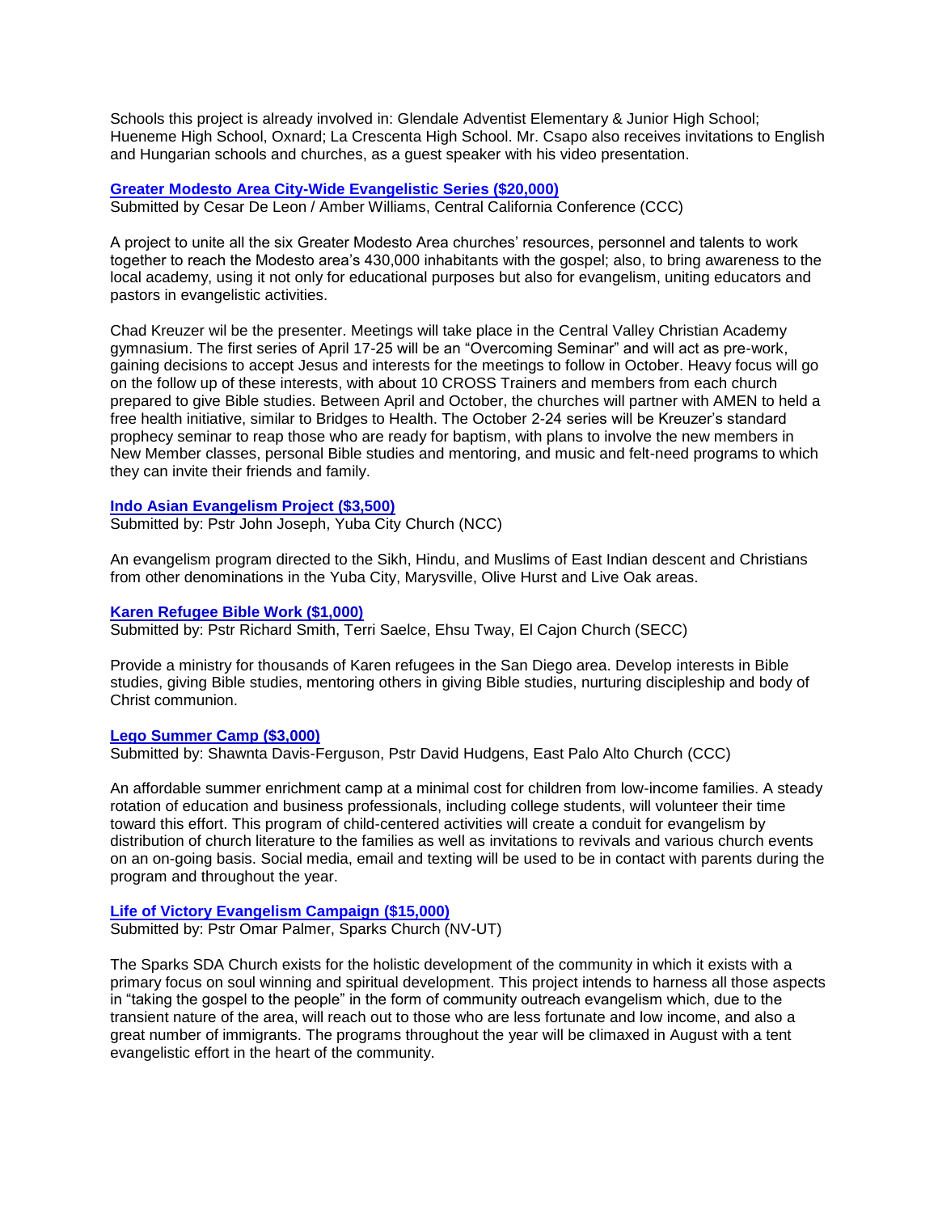Schools this project is already involved in: Glendale Adventist Elementary & Junior High School; Hueneme High School, Oxnard; La Crescenta High School. Mr. Csapo also receives invitations to English and Hungarian schools and churches, as a guest speaker with his video presentation.

**Greater Modesto Area City-Wide Evangelistic Series ($20,000)**
Submitted by Cesar De Leon / Amber Williams, Central California Conference (CCC)

A project to unite all the six Greater Modesto Area churches' resources, personnel and talents to work together to reach the Modesto area's 430,000 inhabitants with the gospel; also, to bring awareness to the local academy, using it not only for educational purposes but also for evangelism, uniting educators and pastors in evangelistic activities.

Chad Kreuzer wil be the presenter. Meetings will take place in the Central Valley Christian Academy gymnasium. The first series of April 17-25 will be an "Overcoming Seminar" and will act as pre-work, gaining decisions to accept Jesus and interests for the meetings to follow in October. Heavy focus will go on the follow up of these interests, with about 10 CROSS Trainers and members from each church prepared to give Bible studies. Between April and October, the churches will partner with AMEN to held a free health initiative, similar to Bridges to Health. The October 2-24 series will be Kreuzer's standard prophecy seminar to reap those who are ready for baptism, with plans to involve the new members in New Member classes, personal Bible studies and mentoring, and music and felt-need programs to which they can invite their friends and family.

**Indo Asian Evangelism Project ($3,500)**
Submitted by: Pstr John Joseph, Yuba City Church (NCC)

An evangelism program directed to the Sikh, Hindu, and Muslims of East Indian descent and Christians from other denominations in the Yuba City, Marysville, Olive Hurst and Live Oak areas.

**Karen Refugee Bible Work ($1,000)**
Submitted by: Pstr Richard Smith, Terri Saelce, Ehsu Tway, El Cajon Church (SECC)

Provide a ministry for thousands of Karen refugees in the San Diego area. Develop interests in Bible studies, giving Bible studies, mentoring others in giving Bible studies, nurturing discipleship and body of Christ communion.

**Lego Summer Camp ($3,000)**
Submitted by: Shawnta Davis-Ferguson, Pstr David Hudgens, East Palo Alto Church (CCC)

An affordable summer enrichment camp at a minimal cost for children from low-income families. A steady rotation of education and business professionals, including college students, will volunteer their time toward this effort. This program of child-centered activities will create a conduit for evangelism by distribution of church literature to the families as well as invitations to revivals and various church events on an on-going basis. Social media, email and texting will be used to be in contact with parents during the program and throughout the year.

**Life of Victory Evangelism Campaign ($15,000)**
Submitted by: Pstr Omar Palmer, Sparks Church (NV-UT)

The Sparks SDA Church exists for the holistic development of the community in which it exists with a primary focus on soul winning and spiritual development. This project intends to harness all those aspects in "taking the gospel to the people" in the form of community outreach evangelism which, due to the transient nature of the area, will reach out to those who are less fortunate and low income, and also a great number of immigrants. The programs throughout the year will be climaxed in August with a tent evangelistic effort in the heart of the community.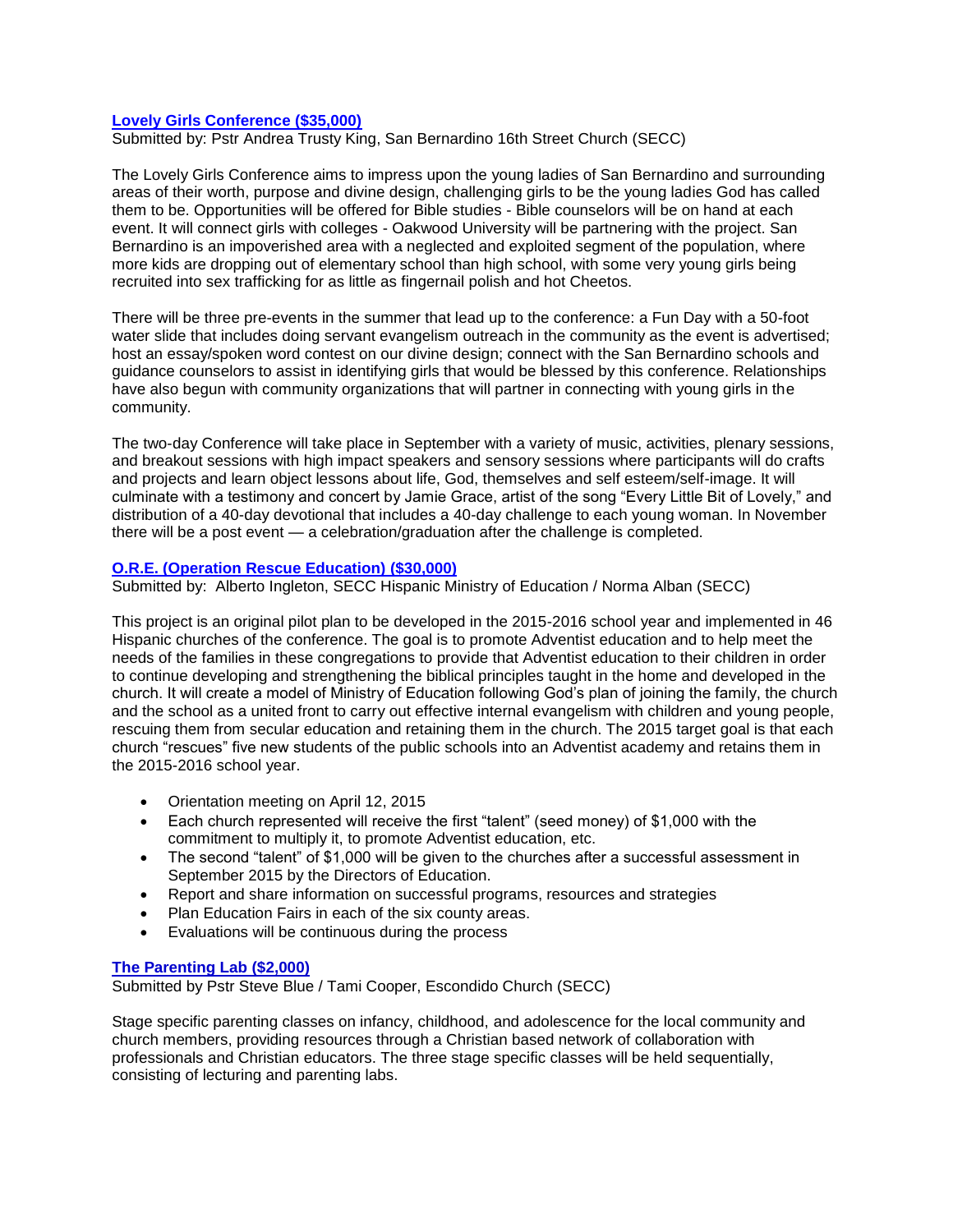### [Lovely Girls Conference ($35,000)]

Submitted by: Pstr Andrea Trusty King, San Bernardino 16th Street Church (SECC)

The Lovely Girls Conference aims to impress upon the young ladies of San Bernardino and surrounding areas of their worth, purpose and divine design, challenging girls to be the young ladies God has called them to be. Opportunities will be offered for Bible studies - Bible counselors will be on hand at each event. It will connect girls with colleges - Oakwood University will be partnering with the project. San Bernardino is an impoverished area with a neglected and exploited segment of the population, where more kids are dropping out of elementary school than high school, with some very young girls being recruited into sex trafficking for as little as fingernail polish and hot Cheetos.

There will be three pre-events in the summer that lead up to the conference: a Fun Day with a 50-foot water slide that includes doing servant evangelism outreach in the community as the event is advertised; host an essay/spoken word contest on our divine design; connect with the San Bernardino schools and guidance counselors to assist in identifying girls that would be blessed by this conference. Relationships have also begun with community organizations that will partner in connecting with young girls in the community.

The two-day Conference will take place in September with a variety of music, activities, plenary sessions, and breakout sessions with high impact speakers and sensory sessions where participants will do crafts and projects and learn object lessons about life, God, themselves and self esteem/self-image. It will culminate with a testimony and concert by Jamie Grace, artist of the song "Every Little Bit of Lovely," and distribution of a 40-day devotional that includes a 40-day challenge to each young woman. In November there will be a post event — a celebration/graduation after the challenge is completed.

### [O.R.E. (Operation Rescue Education) ($30,000)]

Submitted by: Alberto Ingleton, SECC Hispanic Ministry of Education / Norma Alban (SECC)

This project is an original pilot plan to be developed in the 2015-2016 school year and implemented in 46 Hispanic churches of the conference. The goal is to promote Adventist education and to help meet the needs of the families in these congregations to provide that Adventist education to their children in order to continue developing and strengthening the biblical principles taught in the home and developed in the church. It will create a model of Ministry of Education following God's plan of joining the family, the church and the school as a united front to carry out effective internal evangelism with children and young people, rescuing them from secular education and retaining them in the church. The 2015 target goal is that each church "rescues" five new students of the public schools into an Adventist academy and retains them in the 2015-2016 school year.

- Orientation meeting on April 12, 2015
- Each church represented will receive the first "talent" (seed money) of $1,000 with the commitment to multiply it, to promote Adventist education, etc.
- The second "talent" of $1,000 will be given to the churches after a successful assessment in September 2015 by the Directors of Education.
- Report and share information on successful programs, resources and strategies
- Plan Education Fairs in each of the six county areas.
- Evaluations will be continuous during the process

### [The Parenting Lab ($2,000)]

Submitted by Pstr Steve Blue / Tami Cooper, Escondido Church (SECC)

Stage specific parenting classes on infancy, childhood, and adolescence for the local community and church members, providing resources through a Christian based network of collaboration with professionals and Christian educators. The three stage specific classes will be held sequentially, consisting of lecturing and parenting labs.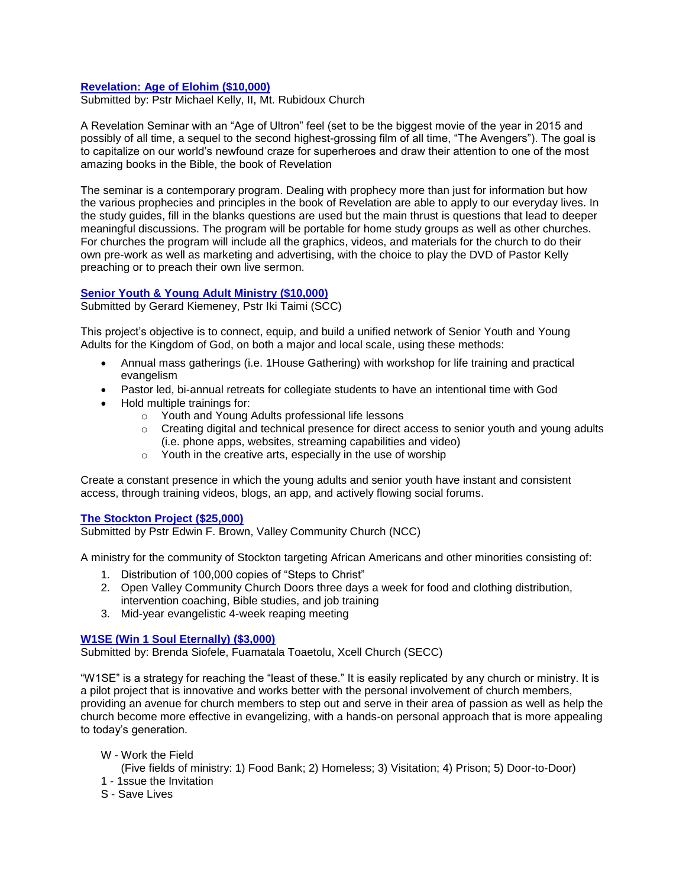### [Revelation: Age of Elohim ($10,000)]

Submitted by: Pstr Michael Kelly, II, Mt. Rubidoux Church

A Revelation Seminar with an "Age of Ultron" feel (set to be the biggest movie of the year in 2015 and possibly of all time, a sequel to the second highest-grossing film of all time, "The Avengers"). The goal is to capitalize on our world's newfound craze for superheroes and draw their attention to one of the most amazing books in the Bible, the book of Revelation

The seminar is a contemporary program. Dealing with prophecy more than just for information but how the various prophecies and principles in the book of Revelation are able to apply to our everyday lives. In the study guides, fill in the blanks questions are used but the main thrust is questions that lead to deeper meaningful discussions. The program will be portable for home study groups as well as other churches. For churches the program will include all the graphics, videos, and materials for the church to do their own pre-work as well as marketing and advertising, with the choice to play the DVD of Pastor Kelly preaching or to preach their own live sermon.

### [Senior Youth & Young Adult Ministry ($10,000)]

Submitted by Gerard Kiemeney, Pstr Iki Taimi (SCC)

This project's objective is to connect, equip, and build a unified network of Senior Youth and Young Adults for the Kingdom of God, on both a major and local scale, using these methods:

- Annual mass gatherings (i.e. 1House Gathering) with workshop for life training and practical evangelism
- Pastor led, bi-annual retreats for collegiate students to have an intentional time with God
- Hold multiple trainings for:
  - Youth and Young Adults professional life lessons
  - Creating digital and technical presence for direct access to senior youth and young adults (i.e. phone apps, websites, streaming capabilities and video)
  - Youth in the creative arts, especially in the use of worship

Create a constant presence in which the young adults and senior youth have instant and consistent access, through training videos, blogs, an app, and actively flowing social forums.

### [The Stockton Project ($25,000)]

Submitted by Pstr Edwin F. Brown, Valley Community Church (NCC)

A ministry for the community of Stockton targeting African Americans and other minorities consisting of:

1. Distribution of 100,000 copies of "Steps to Christ"
2. Open Valley Community Church Doors three days a week for food and clothing distribution, intervention coaching, Bible studies, and job training
3. Mid-year evangelistic 4-week reaping meeting

### [W1SE (Win 1 Soul Eternally) ($3,000)]

Submitted by: Brenda Siofele, Fuamatala Toaetolu, Xcell Church (SECC)

"W1SE" is a strategy for reaching the "least of these." It is easily replicated by any church or ministry. It is a pilot project that is innovative and works better with the personal involvement of church members, providing an avenue for church members to step out and serve in their area of passion as well as help the church become more effective in evangelizing, with a hands-on personal approach that is more appealing to today's generation.

W - Work the Field
(Five fields of ministry: 1) Food Bank; 2) Homeless; 3) Visitation; 4) Prison; 5) Door-to-Door)
1 - 1ssue the Invitation
S - Save Lives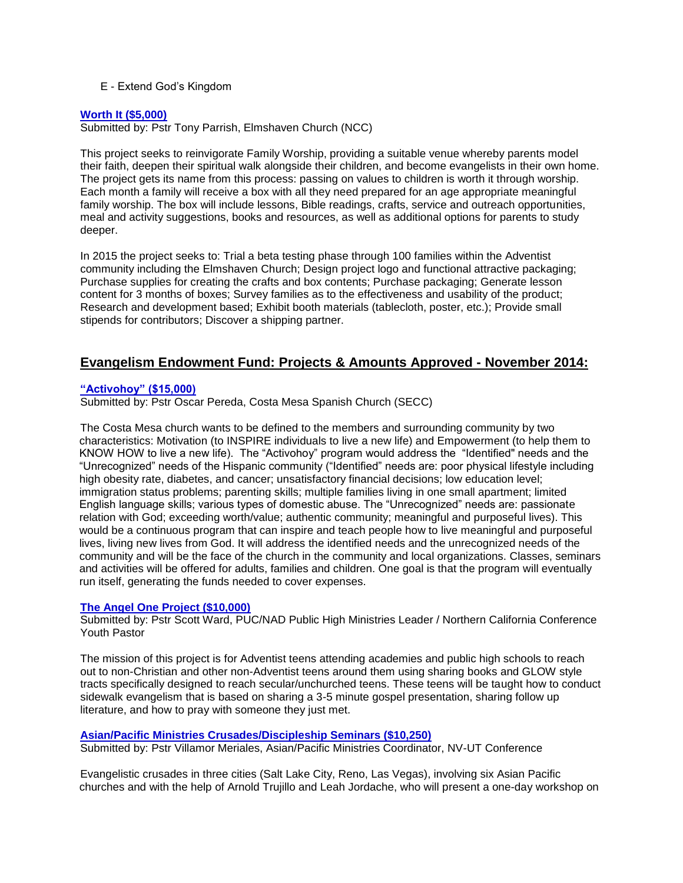E - Extend God's Kingdom

**Worth It ($5,000)**
Submitted by: Pstr Tony Parrish, Elmshaven Church (NCC)

This project seeks to reinvigorate Family Worship, providing a suitable venue whereby parents model their faith, deepen their spiritual walk alongside their children, and become evangelists in their own home. The project gets its name from this process: passing on values to children is worth it through worship. Each month a family will receive a box with all they need prepared for an age appropriate meaningful family worship. The box will include lessons, Bible readings, crafts, service and outreach opportunities, meal and activity suggestions, books and resources, as well as additional options for parents to study deeper.

In 2015 the project seeks to: Trial a beta testing phase through 100 families within the Adventist community including the Elmshaven Church; Design project logo and functional attractive packaging; Purchase supplies for creating the crafts and box contents; Purchase packaging; Generate lesson content for 3 months of boxes; Survey families as to the effectiveness and usability of the product; Research and development based; Exhibit booth materials (tablecloth, poster, etc.); Provide small stipends for contributors; Discover a shipping partner.

## Evangelism Endowment Fund: Projects & Amounts Approved - November 2014:

**"Activohoy" ($15,000)**
Submitted by: Pstr Oscar Pereda, Costa Mesa Spanish Church (SECC)

The Costa Mesa church wants to be defined to the members and surrounding community by two characteristics: Motivation (to INSPIRE individuals to live a new life) and Empowerment (to help them to KNOW HOW to live a new life). The "Activohoy" program would address the "Identified" needs and the "Unrecognized" needs of the Hispanic community ("Identified" needs are: poor physical lifestyle including high obesity rate, diabetes, and cancer; unsatisfactory financial decisions; low education level; immigration status problems; parenting skills; multiple families living in one small apartment; limited English language skills; various types of domestic abuse. The "Unrecognized" needs are: passionate relation with God; exceeding worth/value; authentic community; meaningful and purposeful lives). This would be a continuous program that can inspire and teach people how to live meaningful and purposeful lives, living new lives from God. It will address the identified needs and the unrecognized needs of the community and will be the face of the church in the community and local organizations. Classes, seminars and activities will be offered for adults, families and children. One goal is that the program will eventually run itself, generating the funds needed to cover expenses.

**The Angel One Project ($10,000)**
Submitted by: Pstr Scott Ward, PUC/NAD Public High Ministries Leader / Northern California Conference Youth Pastor

The mission of this project is for Adventist teens attending academies and public high schools to reach out to non-Christian and other non-Adventist teens around them using sharing books and GLOW style tracts specifically designed to reach secular/unchurched teens. These teens will be taught how to conduct sidewalk evangelism that is based on sharing a 3-5 minute gospel presentation, sharing follow up literature, and how to pray with someone they just met.

**Asian/Pacific Ministries Crusades/Discipleship Seminars ($10,250)**
Submitted by: Pstr Villamor Meriales, Asian/Pacific Ministries Coordinator, NV-UT Conference

Evangelistic crusades in three cities (Salt Lake City, Reno, Las Vegas), involving six Asian Pacific churches and with the help of Arnold Trujillo and Leah Jordache, who will present a one-day workshop on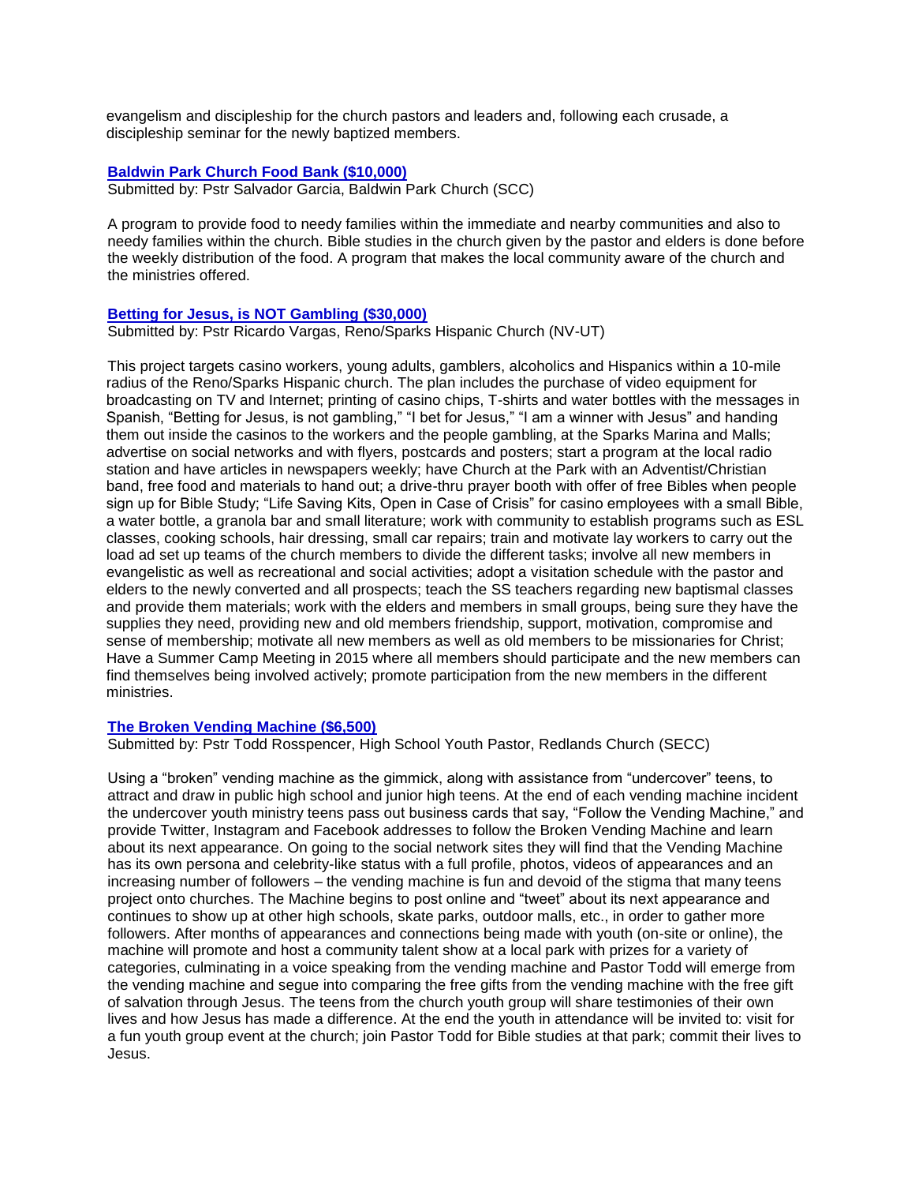evangelism and discipleship for the church pastors and leaders and, following each crusade, a discipleship seminar for the newly baptized members.

**Baldwin Park Church Food Bank ($10,000)**

Submitted by: Pstr Salvador Garcia, Baldwin Park Church (SCC)

A program to provide food to needy families within the immediate and nearby communities and also to needy families within the church. Bible studies in the church given by the pastor and elders is done before the weekly distribution of the food. A program that makes the local community aware of the church and the ministries offered.

**Betting for Jesus, is NOT Gambling ($30,000)**

Submitted by: Pstr Ricardo Vargas, Reno/Sparks Hispanic Church (NV-UT)

This project targets casino workers, young adults, gamblers, alcoholics and Hispanics within a 10-mile radius of the Reno/Sparks Hispanic church. The plan includes the purchase of video equipment for broadcasting on TV and Internet; printing of casino chips, T-shirts and water bottles with the messages in Spanish, "Betting for Jesus, is not gambling," "I bet for Jesus," "I am a winner with Jesus" and handing them out inside the casinos to the workers and the people gambling, at the Sparks Marina and Malls; advertise on social networks and with flyers, postcards and posters; start a program at the local radio station and have articles in newspapers weekly; have Church at the Park with an Adventist/Christian band, free food and materials to hand out; a drive-thru prayer booth with offer of free Bibles when people sign up for Bible Study; "Life Saving Kits, Open in Case of Crisis" for casino employees with a small Bible, a water bottle, a granola bar and small literature; work with community to establish programs such as ESL classes, cooking schools, hair dressing, small car repairs; train and motivate lay workers to carry out the load ad set up teams of the church members to divide the different tasks; involve all new members in evangelistic as well as recreational and social activities; adopt a visitation schedule with the pastor and elders to the newly converted and all prospects; teach the SS teachers regarding new baptismal classes and provide them materials; work with the elders and members in small groups, being sure they have the supplies they need, providing new and old members friendship, support, motivation, compromise and sense of membership; motivate all new members as well as old members to be missionaries for Christ; Have a Summer Camp Meeting in 2015 where all members should participate and the new members can find themselves being involved actively; promote participation from the new members in the different ministries.

**The Broken Vending Machine ($6,500)**

Submitted by: Pstr Todd Rosspencer, High School Youth Pastor, Redlands Church (SECC)

Using a "broken" vending machine as the gimmick, along with assistance from "undercover" teens, to attract and draw in public high school and junior high teens. At the end of each vending machine incident the undercover youth ministry teens pass out business cards that say, "Follow the Vending Machine," and provide Twitter, Instagram and Facebook addresses to follow the Broken Vending Machine and learn about its next appearance. On going to the social network sites they will find that the Vending Machine has its own persona and celebrity-like status with a full profile, photos, videos of appearances and an increasing number of followers – the vending machine is fun and devoid of the stigma that many teens project onto churches. The Machine begins to post online and "tweet" about its next appearance and continues to show up at other high schools, skate parks, outdoor malls, etc., in order to gather more followers. After months of appearances and connections being made with youth (on-site or online), the machine will promote and host a community talent show at a local park with prizes for a variety of categories, culminating in a voice speaking from the vending machine and Pastor Todd will emerge from the vending machine and segue into comparing the free gifts from the vending machine with the free gift of salvation through Jesus. The teens from the church youth group will share testimonies of their own lives and how Jesus has made a difference. At the end the youth in attendance will be invited to: visit for a fun youth group event at the church; join Pastor Todd for Bible studies at that park; commit their lives to Jesus.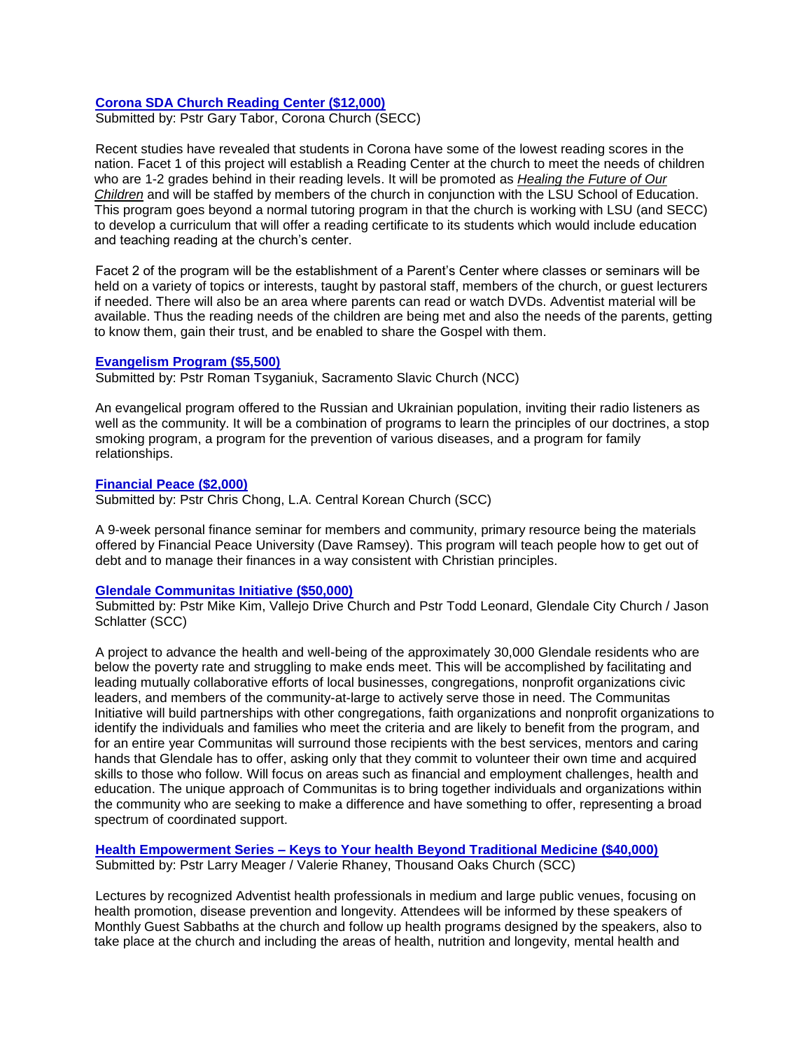**Corona SDA Church Reading Center ($12,000)**
Submitted by: Pstr Gary Tabor, Corona Church (SECC)

Recent studies have revealed that students in Corona have some of the lowest reading scores in the nation. Facet 1 of this project will establish a Reading Center at the church to meet the needs of children who are 1-2 grades behind in their reading levels. It will be promoted as *Healing the Future of Our Children* and will be staffed by members of the church in conjunction with the LSU School of Education. This program goes beyond a normal tutoring program in that the church is working with LSU (and SECC) to develop a curriculum that will offer a reading certificate to its students which would include education and teaching reading at the church's center.

Facet 2 of the program will be the establishment of a Parent's Center where classes or seminars will be held on a variety of topics or interests, taught by pastoral staff, members of the church, or guest lecturers if needed. There will also be an area where parents can read or watch DVDs. Adventist material will be available. Thus the reading needs of the children are being met and also the needs of the parents, getting to know them, gain their trust, and be enabled to share the Gospel with them.

**Evangelism Program ($5,500)**
Submitted by: Pstr Roman Tsyganiuk, Sacramento Slavic Church (NCC)

An evangelical program offered to the Russian and Ukrainian population, inviting their radio listeners as well as the community. It will be a combination of programs to learn the principles of our doctrines, a stop smoking program, a program for the prevention of various diseases, and a program for family relationships.

**Financial Peace ($2,000)**
Submitted by: Pstr Chris Chong, L.A. Central Korean Church (SCC)

A 9-week personal finance seminar for members and community, primary resource being the materials offered by Financial Peace University (Dave Ramsey). This program will teach people how to get out of debt and to manage their finances in a way consistent with Christian principles.

**Glendale Communitas Initiative ($50,000)**
Submitted by: Pstr Mike Kim, Vallejo Drive Church and Pstr Todd Leonard, Glendale City Church / Jason Schlatter (SCC)

A project to advance the health and well-being of the approximately 30,000 Glendale residents who are below the poverty rate and struggling to make ends meet. This will be accomplished by facilitating and leading mutually collaborative efforts of local businesses, congregations, nonprofit organizations civic leaders, and members of the community-at-large to actively serve those in need. The Communitas Initiative will build partnerships with other congregations, faith organizations and nonprofit organizations to identify the individuals and families who meet the criteria and are likely to benefit from the program, and for an entire year Communitas will surround those recipients with the best services, mentors and caring hands that Glendale has to offer, asking only that they commit to volunteer their own time and acquired skills to those who follow. Will focus on areas such as financial and employment challenges, health and education. The unique approach of Communitas is to bring together individuals and organizations within the community who are seeking to make a difference and have something to offer, representing a broad spectrum of coordinated support.

**Health Empowerment Series – Keys to Your health Beyond Traditional Medicine ($40,000)**
Submitted by: Pstr Larry Meager / Valerie Rhaney, Thousand Oaks Church (SCC)

Lectures by recognized Adventist health professionals in medium and large public venues, focusing on health promotion, disease prevention and longevity. Attendees will be informed by these speakers of Monthly Guest Sabbaths at the church and follow up health programs designed by the speakers, also to take place at the church and including the areas of health, nutrition and longevity, mental health and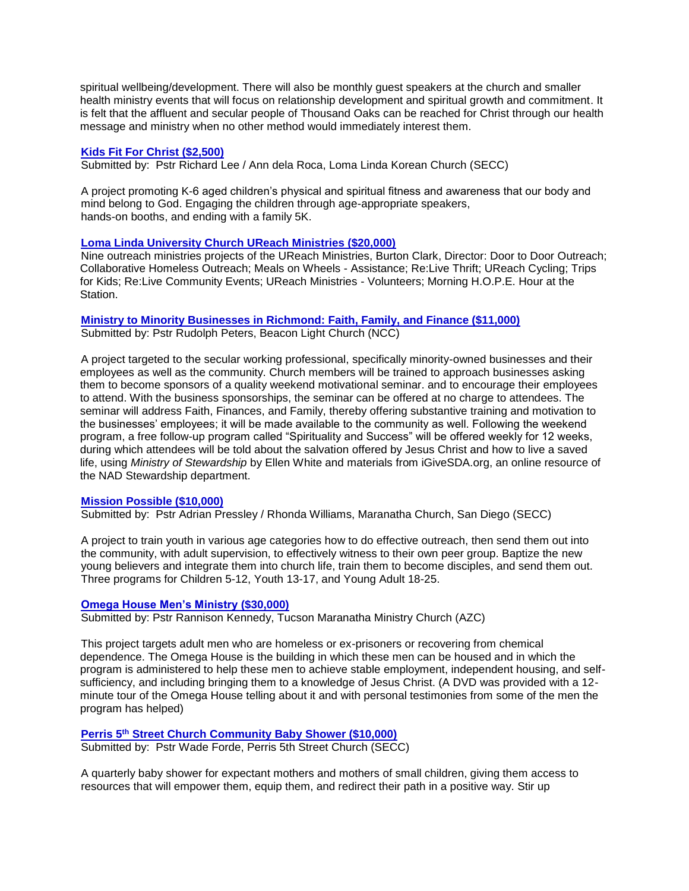spiritual wellbeing/development. There will also be monthly guest speakers at the church and smaller health ministry events that will focus on relationship development and spiritual growth and commitment. It is felt that the affluent and secular people of Thousand Oaks can be reached for Christ through our health message and ministry when no other method would immediately interest them.

**Kids Fit For Christ ($2,500)**

Submitted by: Pstr Richard Lee / Ann dela Roca, Loma Linda Korean Church (SECC)

A project promoting K-6 aged children's physical and spiritual fitness and awareness that our body and mind belong to God. Engaging the children through age-appropriate speakers, hands-on booths, and ending with a family 5K.

**Loma Linda University Church UReach Ministries ($20,000)**

Nine outreach ministries projects of the UReach Ministries, Burton Clark, Director: Door to Door Outreach; Collaborative Homeless Outreach; Meals on Wheels - Assistance; Re:Live Thrift; UReach Cycling; Trips for Kids; Re:Live Community Events; UReach Ministries - Volunteers; Morning H.O.P.E. Hour at the Station.

**Ministry to Minority Businesses in Richmond: Faith, Family, and Finance ($11,000)**

Submitted by: Pstr Rudolph Peters, Beacon Light Church (NCC)

A project targeted to the secular working professional, specifically minority-owned businesses and their employees as well as the community. Church members will be trained to approach businesses asking them to become sponsors of a quality weekend motivational seminar. and to encourage their employees to attend. With the business sponsorships, the seminar can be offered at no charge to attendees. The seminar will address Faith, Finances, and Family, thereby offering substantive training and motivation to the businesses' employees; it will be made available to the community as well. Following the weekend program, a free follow-up program called "Spirituality and Success" will be offered weekly for 12 weeks, during which attendees will be told about the salvation offered by Jesus Christ and how to live a saved life, using *Ministry of Stewardship* by Ellen White and materials from iGiveSDA.org, an online resource of the NAD Stewardship department.

**Mission Possible ($10,000)**

Submitted by: Pstr Adrian Pressley / Rhonda Williams, Maranatha Church, San Diego (SECC)

A project to train youth in various age categories how to do effective outreach, then send them out into the community, with adult supervision, to effectively witness to their own peer group. Baptize the new young believers and integrate them into church life, train them to become disciples, and send them out. Three programs for Children 5-12, Youth 13-17, and Young Adult 18-25.

**Omega House Men's Ministry ($30,000)**

Submitted by: Pstr Rannison Kennedy, Tucson Maranatha Ministry Church (AZC)

This project targets adult men who are homeless or ex-prisoners or recovering from chemical dependence. The Omega House is the building in which these men can be housed and in which the program is administered to help these men to achieve stable employment, independent housing, and self-sufficiency, and including bringing them to a knowledge of Jesus Christ. (A DVD was provided with a 12-minute tour of the Omega House telling about it and with personal testimonies from some of the men the program has helped)

**Perris 5th Street Church Community Baby Shower ($10,000)**

Submitted by: Pstr Wade Forde, Perris 5th Street Church (SECC)

A quarterly baby shower for expectant mothers and mothers of small children, giving them access to resources that will empower them, equip them, and redirect their path in a positive way. Stir up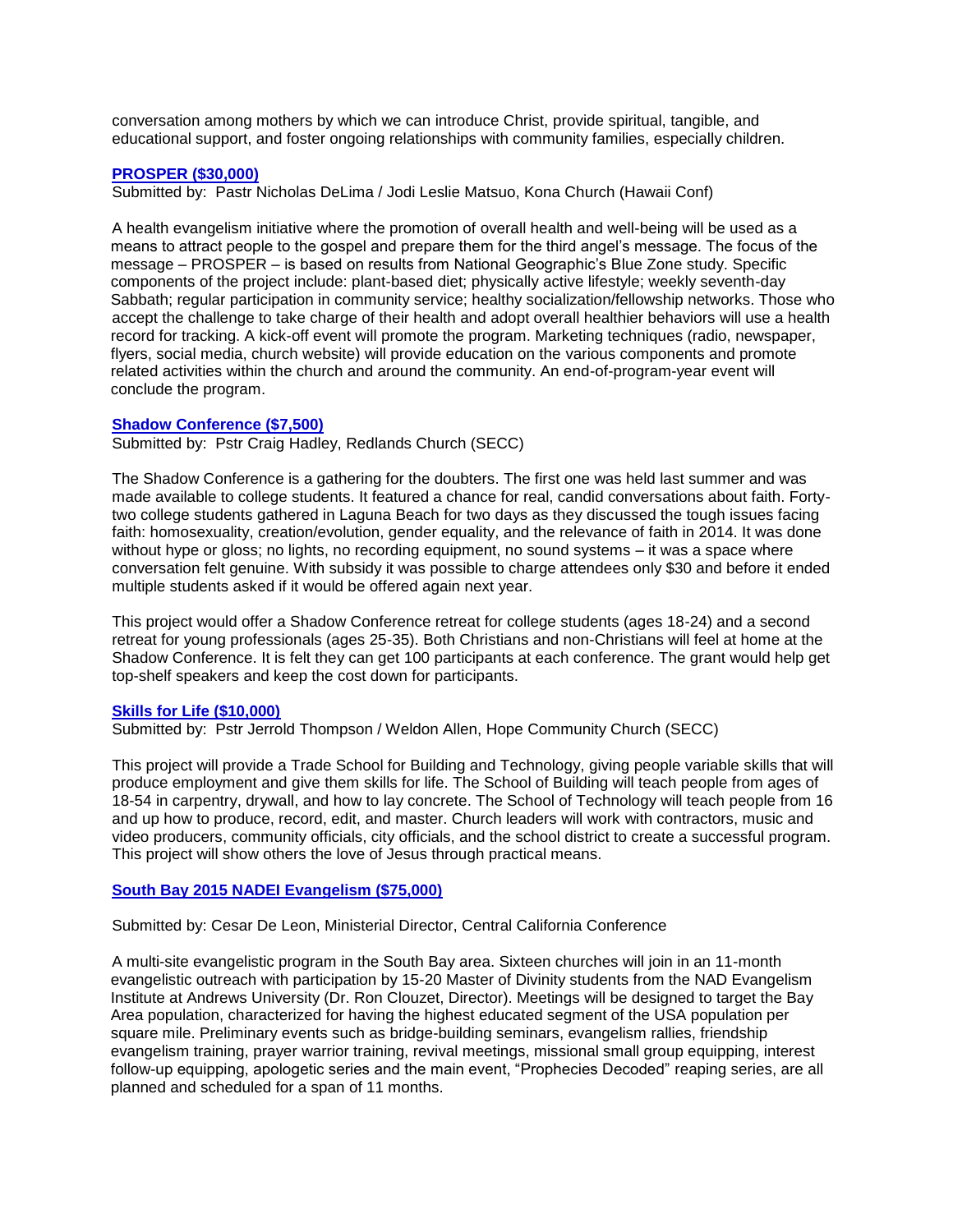conversation among mothers by which we can introduce Christ, provide spiritual, tangible, and educational support, and foster ongoing relationships with community families, especially children.

### PROSPER ($30,000)

Submitted by: Pastr Nicholas DeLima / Jodi Leslie Matsuo, Kona Church (Hawaii Conf)

A health evangelism initiative where the promotion of overall health and well-being will be used as a means to attract people to the gospel and prepare them for the third angel's message. The focus of the message – PROSPER – is based on results from National Geographic's Blue Zone study. Specific components of the project include: plant-based diet; physically active lifestyle; weekly seventh-day Sabbath; regular participation in community service; healthy socialization/fellowship networks. Those who accept the challenge to take charge of their health and adopt overall healthier behaviors will use a health record for tracking. A kick-off event will promote the program. Marketing techniques (radio, newspaper, flyers, social media, church website) will provide education on the various components and promote related activities within the church and around the community. An end-of-program-year event will conclude the program.

### Shadow Conference ($7,500)

Submitted by: Pstr Craig Hadley, Redlands Church (SECC)

The Shadow Conference is a gathering for the doubters. The first one was held last summer and was made available to college students. It featured a chance for real, candid conversations about faith. Forty-two college students gathered in Laguna Beach for two days as they discussed the tough issues facing faith: homosexuality, creation/evolution, gender equality, and the relevance of faith in 2014. It was done without hype or gloss; no lights, no recording equipment, no sound systems – it was a space where conversation felt genuine. With subsidy it was possible to charge attendees only $30 and before it ended multiple students asked if it would be offered again next year.

This project would offer a Shadow Conference retreat for college students (ages 18-24) and a second retreat for young professionals (ages 25-35). Both Christians and non-Christians will feel at home at the Shadow Conference. It is felt they can get 100 participants at each conference. The grant would help get top-shelf speakers and keep the cost down for participants.

### Skills for Life ($10,000)

Submitted by: Pstr Jerrold Thompson / Weldon Allen, Hope Community Church (SECC)

This project will provide a Trade School for Building and Technology, giving people variable skills that will produce employment and give them skills for life. The School of Building will teach people from ages of 18-54 in carpentry, drywall, and how to lay concrete. The School of Technology will teach people from 16 and up how to produce, record, edit, and master. Church leaders will work with contractors, music and video producers, community officials, city officials, and the school district to create a successful program. This project will show others the love of Jesus through practical means.

### South Bay 2015 NADEI Evangelism ($75,000)

Submitted by: Cesar De Leon, Ministerial Director, Central California Conference

A multi-site evangelistic program in the South Bay area. Sixteen churches will join in an 11-month evangelistic outreach with participation by 15-20 Master of Divinity students from the NAD Evangelism Institute at Andrews University (Dr. Ron Clouzet, Director). Meetings will be designed to target the Bay Area population, characterized for having the highest educated segment of the USA population per square mile. Preliminary events such as bridge-building seminars, evangelism rallies, friendship evangelism training, prayer warrior training, revival meetings, missional small group equipping, interest follow-up equipping, apologetic series and the main event, "Prophecies Decoded" reaping series, are all planned and scheduled for a span of 11 months.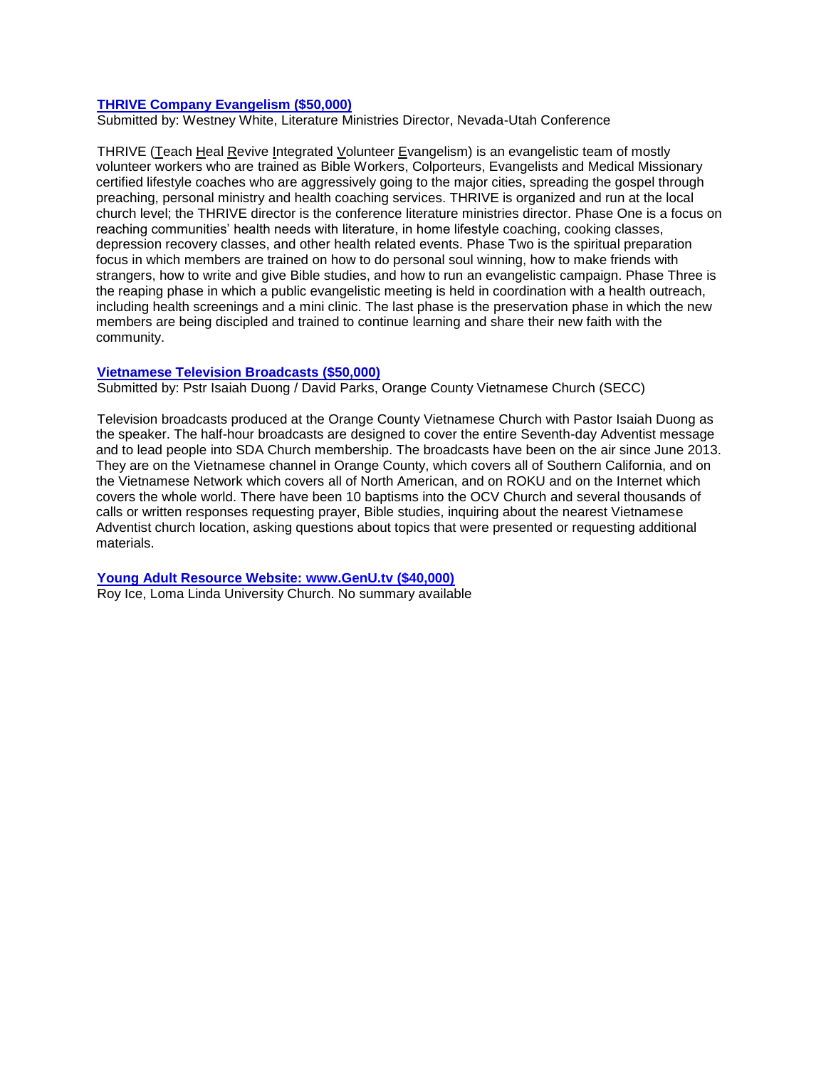### [THRIVE Company Evangelism ($50,000)]

Submitted by: Westney White, Literature Ministries Director, Nevada-Utah Conference

THRIVE (Teach Heal Revive Integrated Volunteer Evangelism) is an evangelistic team of mostly volunteer workers who are trained as Bible Workers, Colporteurs, Evangelists and Medical Missionary certified lifestyle coaches who are aggressively going to the major cities, spreading the gospel through preaching, personal ministry and health coaching services. THRIVE is organized and run at the local church level; the THRIVE director is the conference literature ministries director. Phase One is a focus on reaching communities' health needs with literature, in home lifestyle coaching, cooking classes, depression recovery classes, and other health related events. Phase Two is the spiritual preparation focus in which members are trained on how to do personal soul winning, how to make friends with strangers, how to write and give Bible studies, and how to run an evangelistic campaign. Phase Three is the reaping phase in which a public evangelistic meeting is held in coordination with a health outreach, including health screenings and a mini clinic. The last phase is the preservation phase in which the new members are being discipled and trained to continue learning and share their new faith with the community.

### [Vietnamese Television Broadcasts ($50,000)]

Submitted by: Pstr Isaiah Duong / David Parks, Orange County Vietnamese Church (SECC)

Television broadcasts produced at the Orange County Vietnamese Church with Pastor Isaiah Duong as the speaker. The half-hour broadcasts are designed to cover the entire Seventh-day Adventist message and to lead people into SDA Church membership. The broadcasts have been on the air since June 2013. They are on the Vietnamese channel in Orange County, which covers all of Southern California, and on the Vietnamese Network which covers all of North American, and on ROKU and on the Internet which covers the whole world. There have been 10 baptisms into the OCV Church and several thousands of calls or written responses requesting prayer, Bible studies, inquiring about the nearest Vietnamese Adventist church location, asking questions about topics that were presented or requesting additional materials.

### [Young Adult Resource Website: www.GenU.tv ($40,000)]

Roy Ice, Loma Linda University Church. No summary available